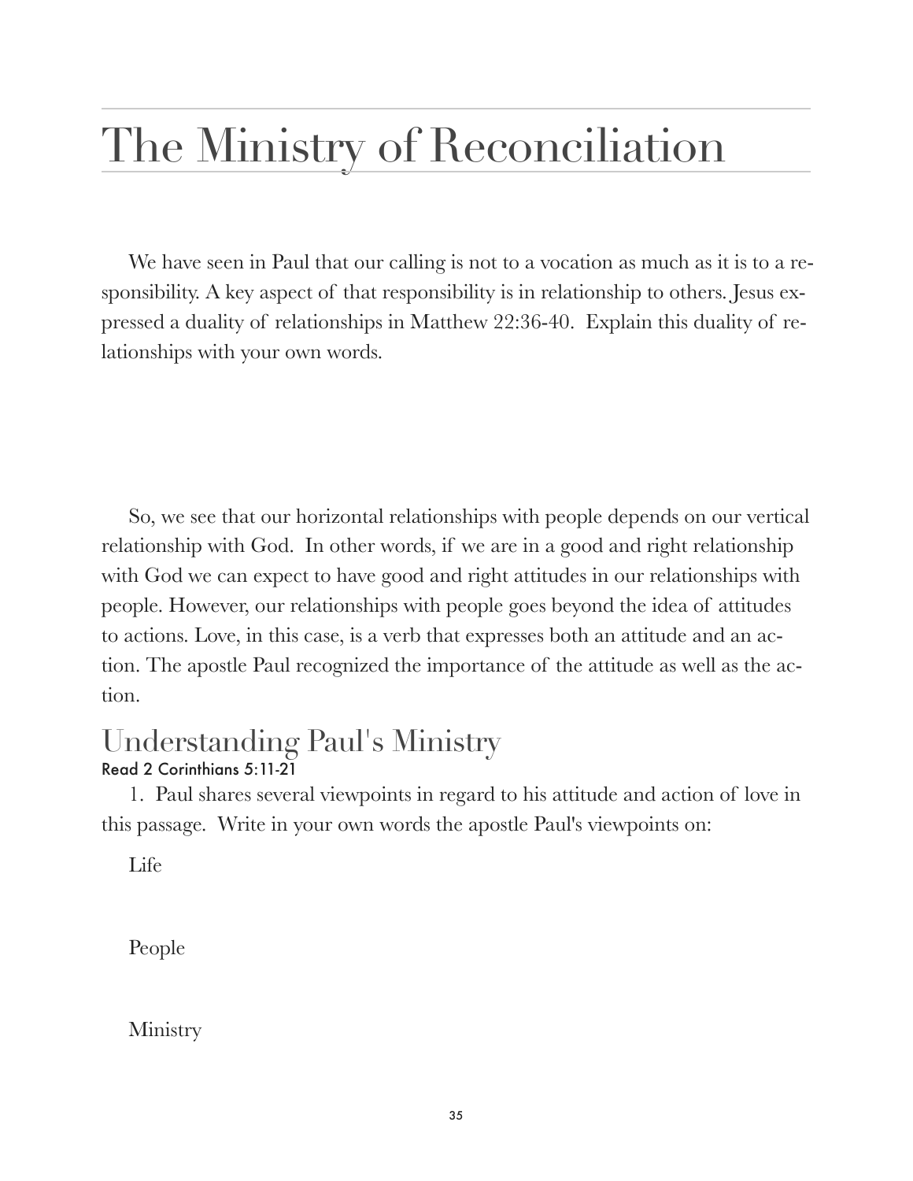# The Ministry of Reconciliation

We have seen in Paul that our calling is not to a vocation as much as it is to a responsibility. A key aspect of that responsibility is in relationship to others. Jesus expressed a duality of relationships in Matthew 22:36-40. Explain this duality of relationships with your own words.

So, we see that our horizontal relationships with people depends on our vertical relationship with God. In other words, if we are in a good and right relationship with God we can expect to have good and right attitudes in our relationships with people. However, our relationships with people goes beyond the idea of attitudes to actions. Love, in this case, is a verb that expresses both an attitude and an action. The apostle Paul recognized the importance of the attitude as well as the action.

## Understanding Paul's Ministry

Read 2 Corinthians 5:11-21

1. Paul shares several viewpoints in regard to his attitude and action of love in this passage. Write in your own words the apostle Paul's viewpoints on:

Life

People

Ministry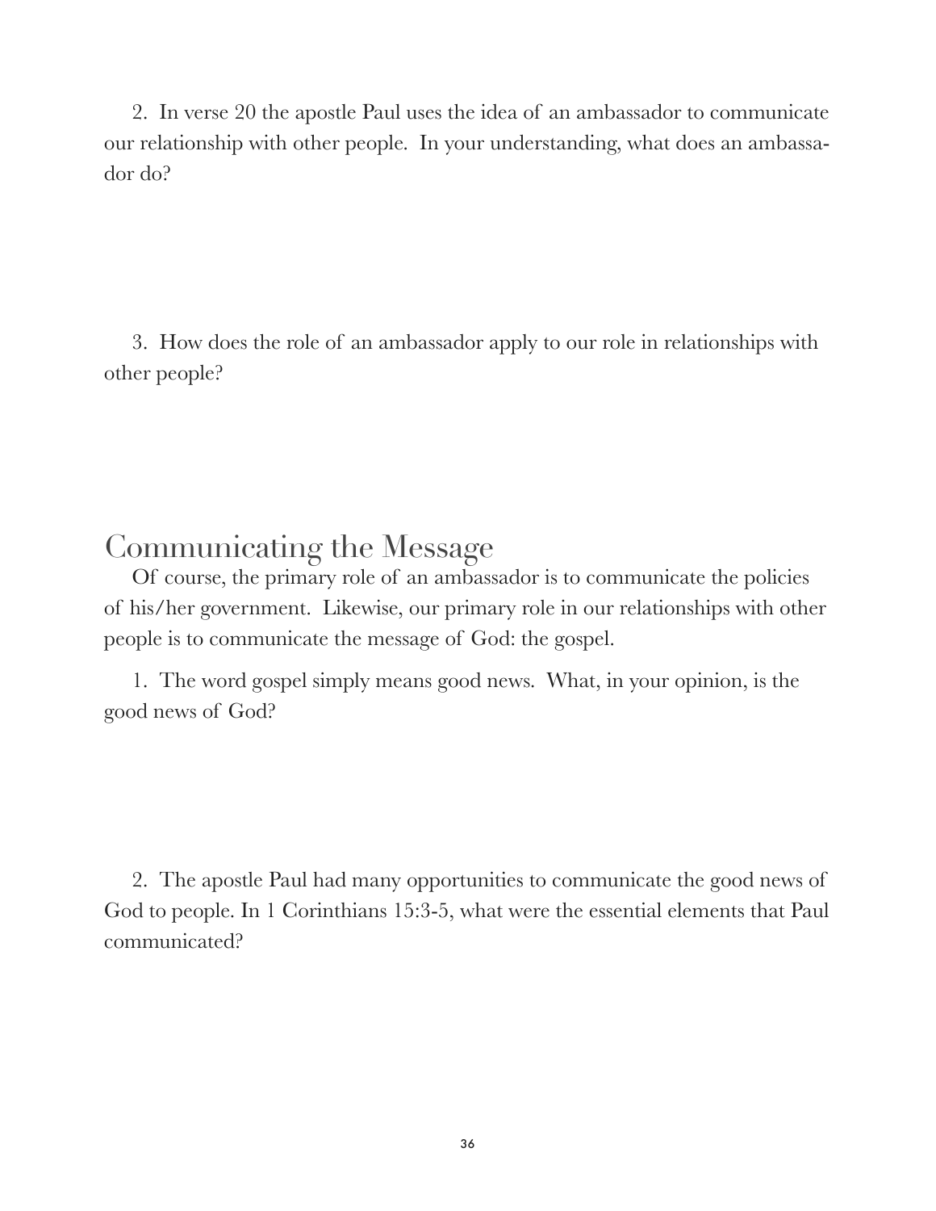2. In verse 20 the apostle Paul uses the idea of an ambassador to communicate our relationship with other people. In your understanding, what does an ambassador do?

3. How does the role of an ambassador apply to our role in relationships with other people?

## Communicating the Message

Of course, the primary role of an ambassador is to communicate the policies of his/her government. Likewise, our primary role in our relationships with other people is to communicate the message of God: the gospel.

1. The word gospel simply means good news. What, in your opinion, is the good news of God?

2. The apostle Paul had many opportunities to communicate the good news of God to people. In 1 Corinthians 15:3-5, what were the essential elements that Paul communicated?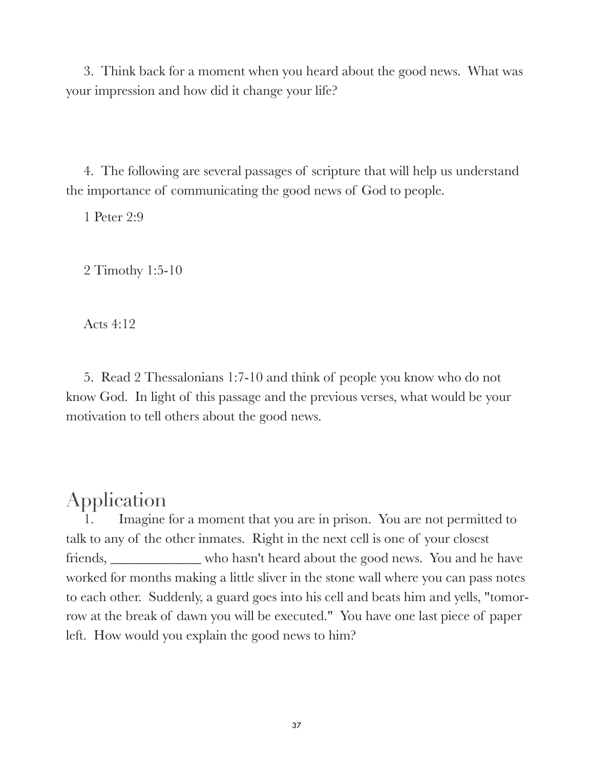3. Think back for a moment when you heard about the good news. What was your impression and how did it change your life?

4. The following are several passages of scripture that will help us understand the importance of communicating the good news of God to people.

1 Peter 2:9

2 Timothy 1:5-10

Acts 4:12

5. Read 2 Thessalonians 1:7-10 and think of people you know who do not know God. In light of this passage and the previous verses, what would be your motivation to tell others about the good news.

# Application

1. Imagine for a moment that you are in prison. You are not permitted to talk to any of the other inmates. Right in the next cell is one of your closest friends, _____________ who hasn't heard about the good news. You and he have worked for months making a little sliver in the stone wall where you can pass notes to each other. Suddenly, a guard goes into his cell and beats him and yells, "tomorrow at the break of dawn you will be executed." You have one last piece of paper left. How would you explain the good news to him?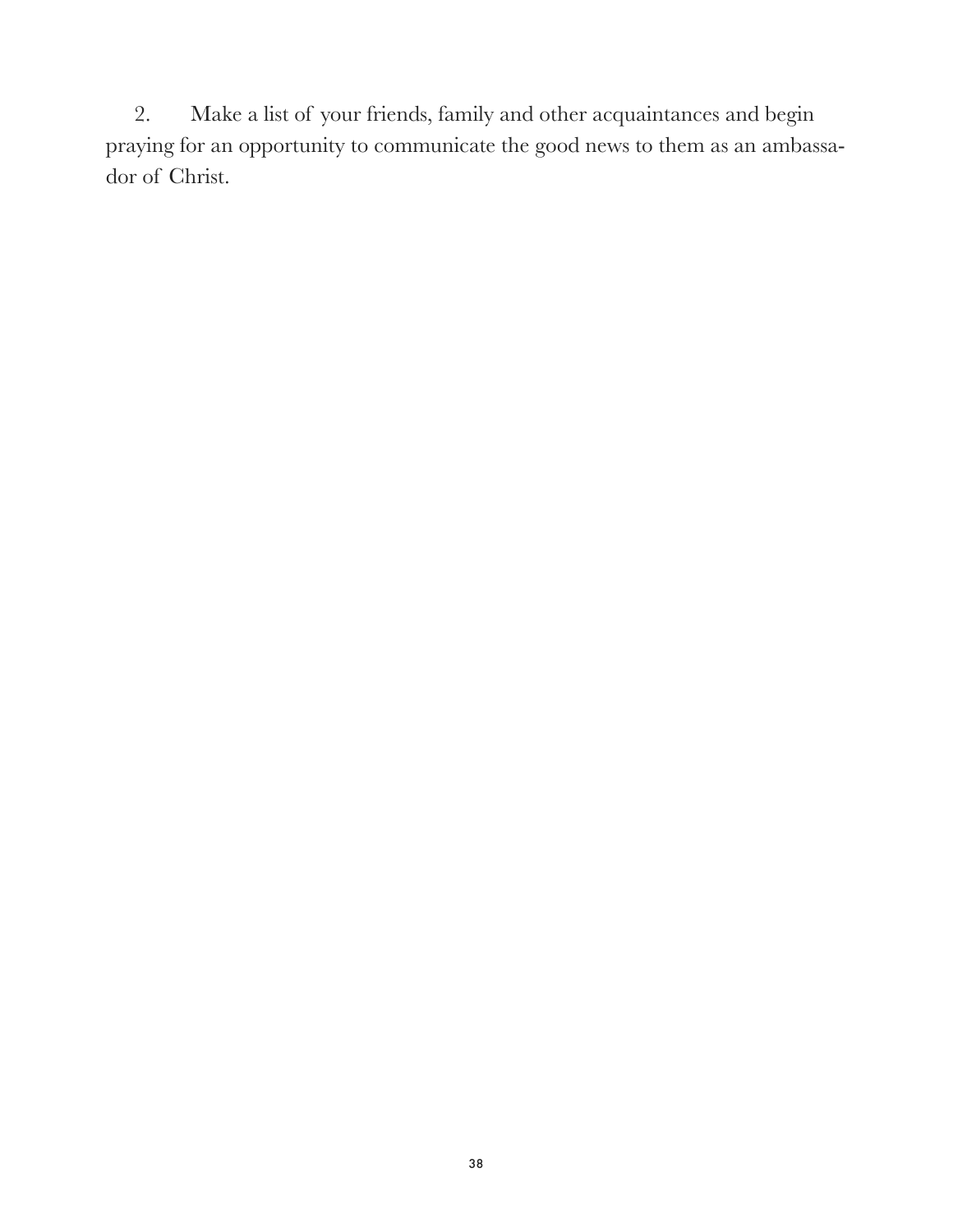2. Make a list of your friends, family and other acquaintances and begin praying for an opportunity to communicate the good news to them as an ambassador of Christ.